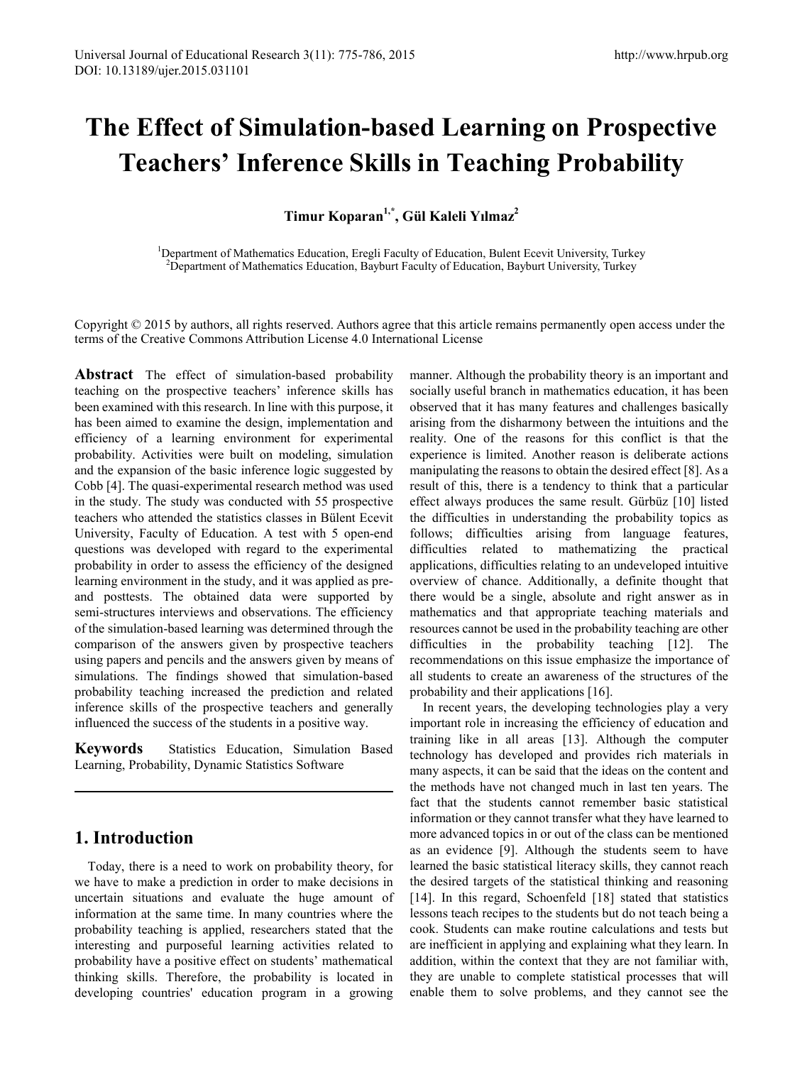# The Effect of Simulation-based Learning on Prospective Teachers' Inference Skills in Teaching Probability

**Timur Koparan[1,*], Gül Kaleli Yılmaz[2]**

[1]Department of Mathematics Education, Eregli Faculty of Education, Bulent Ecevit University, Turkey
[2]Department of Mathematics Education, Bayburt Faculty of Education, Bayburt University, Turkey

Copyright © 2015 by authors, all rights reserved. Authors agree that this article remains permanently open access under the terms of the Creative Commons Attribution License 4.0 International License

**Abstract** The effect of simulation-based probability teaching on the prospective teachers' inference skills has been examined with this research. In line with this purpose, it has been aimed to examine the design, implementation and efficiency of a learning environment for experimental probability. Activities were built on modeling, simulation and the expansion of the basic inference logic suggested by Cobb [4]. The quasi-experimental research method was used in the study. The study was conducted with 55 prospective teachers who attended the statistics classes in Bülent Ecevit University, Faculty of Education. A test with 5 open-end questions was developed with regard to the experimental probability in order to assess the efficiency of the designed learning environment in the study, and it was applied as pre- and posttests. The obtained data were supported by semi-structures interviews and observations. The efficiency of the simulation-based learning was determined through the comparison of the answers given by prospective teachers using papers and pencils and the answers given by means of simulations. The findings showed that simulation-based probability teaching increased the prediction and related inference skills of the prospective teachers and generally influenced the success of the students in a positive way.

**Keywords** Statistics Education, Simulation Based Learning, Probability, Dynamic Statistics Software

## 1. Introduction

Today, there is a need to work on probability theory, for we have to make a prediction in order to make decisions in uncertain situations and evaluate the huge amount of information at the same time. In many countries where the probability teaching is applied, researchers stated that the interesting and purposeful learning activities related to probability have a positive effect on students' mathematical thinking skills. Therefore, the probability is located in developing countries' education program in a growing manner. Although the probability theory is an important and socially useful branch in mathematics education, it has been observed that it has many features and challenges basically arising from the disharmony between the intuitions and the reality. One of the reasons for this conflict is that the experience is limited. Another reason is deliberate actions manipulating the reasons to obtain the desired effect [8]. As a result of this, there is a tendency to think that a particular effect always produces the same result. Gürbüz [10] listed the difficulties in understanding the probability topics as follows; difficulties arising from language features, difficulties related to mathematizing the practical applications, difficulties relating to an undeveloped intuitive overview of chance. Additionally, a definite thought that there would be a single, absolute and right answer as in mathematics and that appropriate teaching materials and resources cannot be used in the probability teaching are other difficulties in the probability teaching [12]. The recommendations on this issue emphasize the importance of all students to create an awareness of the structures of the probability and their applications [16].

In recent years, the developing technologies play a very important role in increasing the efficiency of education and training like in all areas [13]. Although the computer technology has developed and provides rich materials in many aspects, it can be said that the ideas on the content and the methods have not changed much in last ten years. The fact that the students cannot remember basic statistical information or they cannot transfer what they have learned to more advanced topics in or out of the class can be mentioned as an evidence [9]. Although the students seem to have learned the basic statistical literacy skills, they cannot reach the desired targets of the statistical thinking and reasoning [14]. In this regard, Schoenfeld [18] stated that statistics lessons teach recipes to the students but do not teach being a cook. Students can make routine calculations and tests but are inefficient in applying and explaining what they learn. In addition, within the context that they are not familiar with, they are unable to complete statistical processes that will enable them to solve problems, and they cannot see the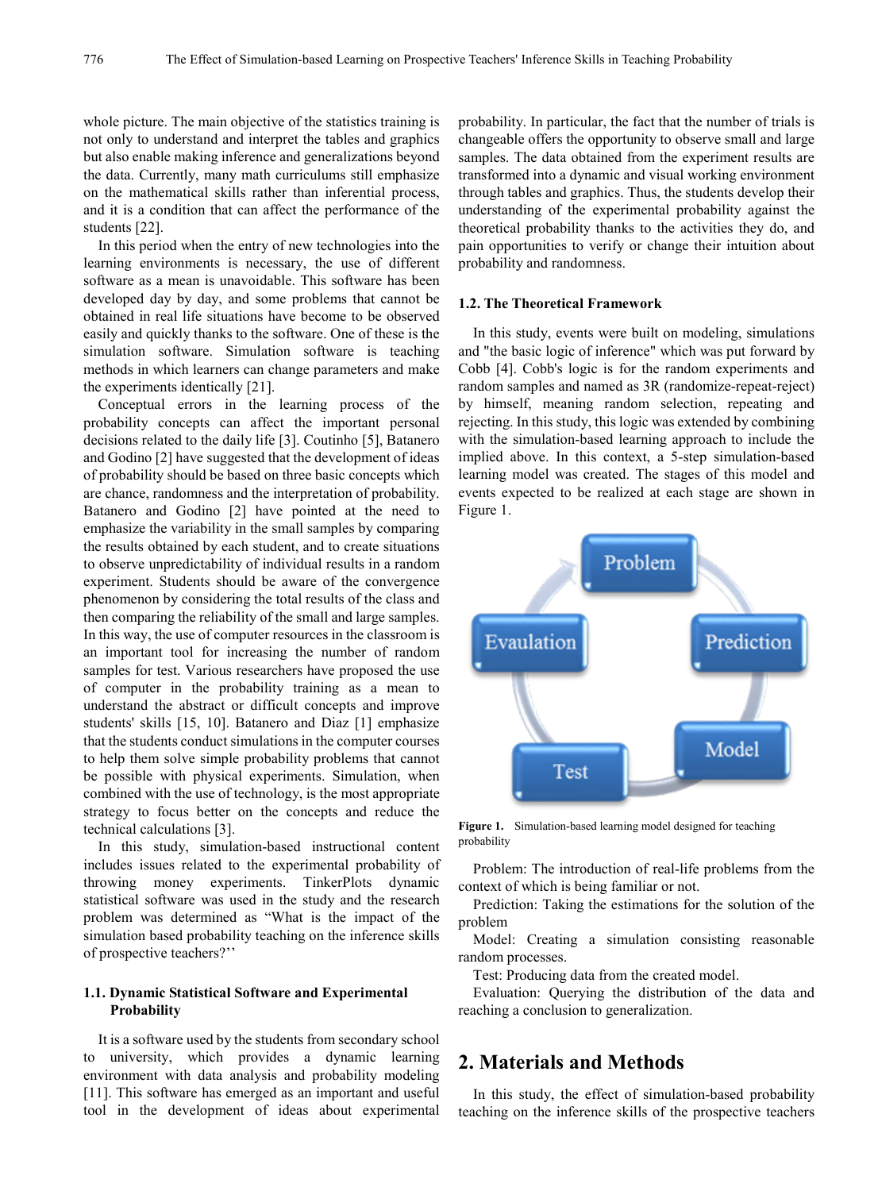whole picture. The main objective of the statistics training is not only to understand and interpret the tables and graphics but also enable making inference and generalizations beyond the data. Currently, many math curriculums still emphasize on the mathematical skills rather than inferential process, and it is a condition that can affect the performance of the students [22].

In this period when the entry of new technologies into the learning environments is necessary, the use of different software as a mean is unavoidable. This software has been developed day by day, and some problems that cannot be obtained in real life situations have become to be observed easily and quickly thanks to the software. One of these is the simulation software. Simulation software is teaching methods in which learners can change parameters and make the experiments identically [21].

Conceptual errors in the learning process of the probability concepts can affect the important personal decisions related to the daily life [3]. Coutinho [5], Batanero and Godino [2] have suggested that the development of ideas of probability should be based on three basic concepts which are chance, randomness and the interpretation of probability. Batanero and Godino [2] have pointed at the need to emphasize the variability in the small samples by comparing the results obtained by each student, and to create situations to observe unpredictability of individual results in a random experiment. Students should be aware of the convergence phenomenon by considering the total results of the class and then comparing the reliability of the small and large samples. In this way, the use of computer resources in the classroom is an important tool for increasing the number of random samples for test. Various researchers have proposed the use of computer in the probability training as a mean to understand the abstract or difficult concepts and improve students' skills [15, 10]. Batanero and Diaz [1] emphasize that the students conduct simulations in the computer courses to help them solve simple probability problems that cannot be possible with physical experiments. Simulation, when combined with the use of technology, is the most appropriate strategy to focus better on the concepts and reduce the technical calculations [3].

In this study, simulation-based instructional content includes issues related to the experimental probability of throwing money experiments. TinkerPlots dynamic statistical software was used in the study and the research problem was determined as "What is the impact of the simulation based probability teaching on the inference skills of prospective teachers?''

### 1.1. Dynamic Statistical Software and Experimental Probability

It is a software used by the students from secondary school to university, which provides a dynamic learning environment with data analysis and probability modeling [11]. This software has emerged as an important and useful tool in the development of ideas about experimental probability. In particular, the fact that the number of trials is changeable offers the opportunity to observe small and large samples. The data obtained from the experiment results are transformed into a dynamic and visual working environment through tables and graphics. Thus, the students develop their understanding of the experimental probability against the theoretical probability thanks to the activities they do, and pain opportunities to verify or change their intuition about probability and randomness.

### 1.2. The Theoretical Framework

In this study, events were built on modeling, simulations and "the basic logic of inference" which was put forward by Cobb [4]. Cobb's logic is for the random experiments and random samples and named as 3R (randomize-repeat-reject) by himself, meaning random selection, repeating and rejecting. In this study, this logic was extended by combining with the simulation-based learning approach to include the implied above. In this context, a 5-step simulation-based learning model was created. The stages of this model and events expected to be realized at each stage are shown in Figure 1.

Problem → Prediction → Model → Test → Evaulation

**Figure 1.** Simulation-based learning model designed for teaching probability

Problem: The introduction of real-life problems from the context of which is being familiar or not.

Prediction: Taking the estimations for the solution of the problem

Model: Creating a simulation consisting reasonable random processes.

Test: Producing data from the created model.

Evaluation: Querying the distribution of the data and reaching a conclusion to generalization.

## 2. Materials and Methods

In this study, the effect of simulation-based probability teaching on the inference skills of the prospective teachers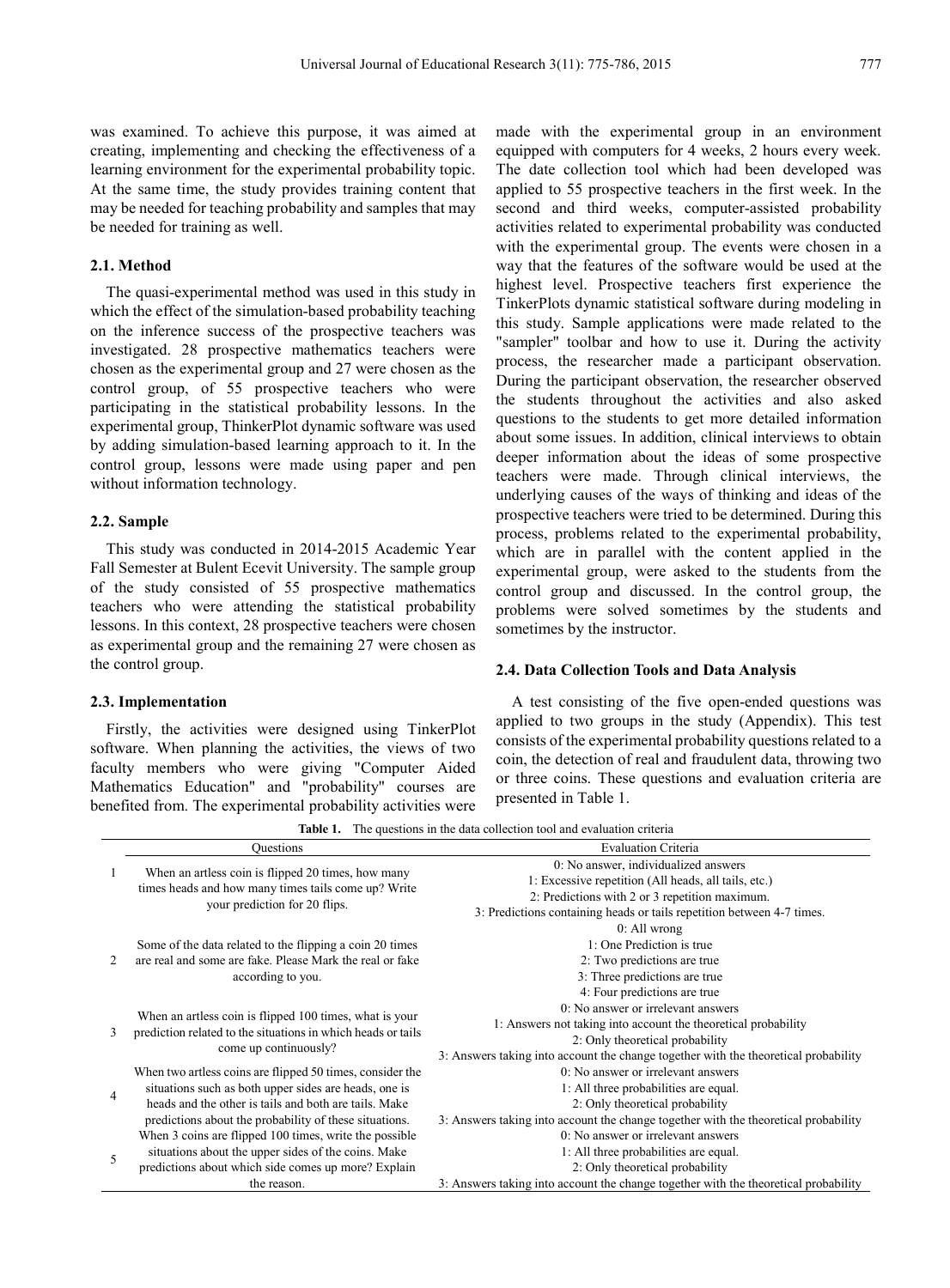was examined. To achieve this purpose, it was aimed at creating, implementing and checking the effectiveness of a learning environment for the experimental probability topic. At the same time, the study provides training content that may be needed for teaching probability and samples that may be needed for training as well.

### 2.1. Method

The quasi-experimental method was used in this study in which the effect of the simulation-based probability teaching on the inference success of the prospective teachers was investigated. 28 prospective mathematics teachers were chosen as the experimental group and 27 were chosen as the control group, of 55 prospective teachers who were participating in the statistical probability lessons. In the experimental group, ThinkerPlot dynamic software was used by adding simulation-based learning approach to it. In the control group, lessons were made using paper and pen without information technology.

### 2.2. Sample

This study was conducted in 2014-2015 Academic Year Fall Semester at Bulent Ecevit University. The sample group of the study consisted of 55 prospective mathematics teachers who were attending the statistical probability lessons. In this context, 28 prospective teachers were chosen as experimental group and the remaining 27 were chosen as the control group.

### 2.3. Implementation

Firstly, the activities were designed using TinkerPlot software. When planning the activities, the views of two faculty members who were giving "Computer Aided Mathematics Education" and "probability" courses are benefited from. The experimental probability activities were made with the experimental group in an environment equipped with computers for 4 weeks, 2 hours every week. The date collection tool which had been developed was applied to 55 prospective teachers in the first week. In the second and third weeks, computer-assisted probability activities related to experimental probability was conducted with the experimental group. The events were chosen in a way that the features of the software would be used at the highest level. Prospective teachers first experience the TinkerPlots dynamic statistical software during modeling in this study. Sample applications were made related to the "sampler" toolbar and how to use it. During the activity process, the researcher made a participant observation. During the participant observation, the researcher observed the students throughout the activities and also asked questions to the students to get more detailed information about some issues. In addition, clinical interviews to obtain deeper information about the ideas of some prospective teachers were made. Through clinical interviews, the underlying causes of the ways of thinking and ideas of the prospective teachers were tried to be determined. During this process, problems related to the experimental probability, which are in parallel with the content applied in the experimental group, were asked to the students from the control group and discussed. In the control group, the problems were solved sometimes by the students and sometimes by the instructor.

### 2.4. Data Collection Tools and Data Analysis

A test consisting of the five open-ended questions was applied to two groups in the study (Appendix). This test consists of the experimental probability questions related to a coin, the detection of real and fraudulent data, throwing two or three coins. These questions and evaluation criteria are presented in Table 1.

**Table 1.** The questions in the data collection tool and evaluation criteria

| | Questions | Evaluation Criteria |
|---|---|---|
| 1 | When an artless coin is flipped 20 times, how many times heads and how many times tails come up? Write your prediction for 20 flips. | 0: No answer, individualized answers<br>1: Excessive repetition (All heads, all tails, etc.)<br>2: Predictions with 2 or 3 repetition maximum.<br>3: Predictions containing heads or tails repetition between 4-7 times. |
| 2 | Some of the data related to the flipping a coin 20 times are real and some are fake. Please Mark the real or fake according to you. | 0: All wrong<br>1: One Prediction is true<br>2: Two predictions are true<br>3: Three predictions are true<br>4: Four predictions are true |
| 3 | When an artless coin is flipped 100 times, what is your prediction related to the situations in which heads or tails come up continuously? | 0: No answer or irrelevant answers<br>1: Answers not taking into account the theoretical probability<br>2: Only theoretical probability<br>3: Answers taking into account the change together with the theoretical probability |
| 4 | When two artless coins are flipped 50 times, consider the situations such as both upper sides are heads, one is heads and the other is tails and both are tails. Make predictions about the probability of these situations. | 0: No answer or irrelevant answers<br>1: All three probabilities are equal.<br>2: Only theoretical probability<br>3: Answers taking into account the change together with the theoretical probability |
| 5 | When 3 coins are flipped 100 times, write the possible situations about the upper sides of the coins. Make predictions about which side comes up more? Explain the reason. | 0: No answer or irrelevant answers<br>1: All three probabilities are equal.<br>2: Only theoretical probability<br>3: Answers taking into account the change together with the theoretical probability |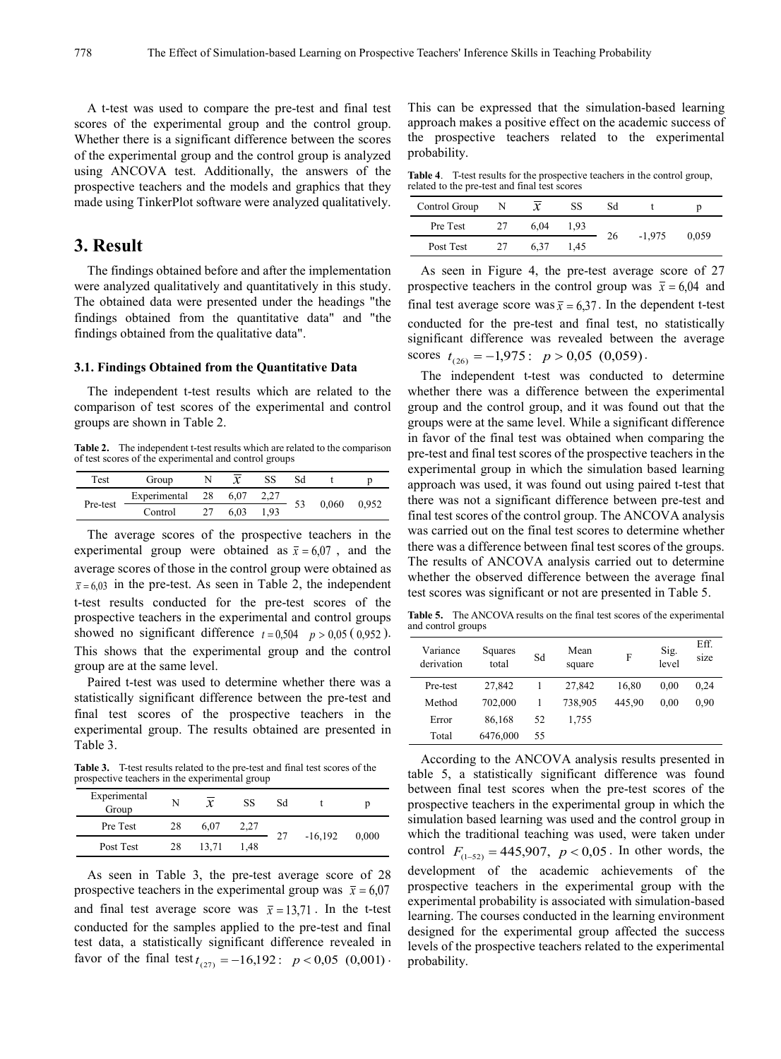A t-test was used to compare the pre-test and final test scores of the experimental group and the control group. Whether there is a significant difference between the scores of the experimental group and the control group is analyzed using ANCOVA test. Additionally, the answers of the prospective teachers and the models and graphics that they made using TinkerPlot software were analyzed qualitatively.

## 3. Result

The findings obtained before and after the implementation were analyzed qualitatively and quantitatively in this study. The obtained data were presented under the headings "the findings obtained from the quantitative data" and "the findings obtained from the qualitative data".

### 3.1. Findings Obtained from the Quantitative Data

The independent t-test results which are related to the comparison of test scores of the experimental and control groups are shown in Table 2.

**Table 2.** The independent t-test results which are related to the comparison of test scores of the experimental and control groups

| Test | Group | N | $\bar{x}$ | SS | Sd | t | p |
|---|---|---|---|---|---|---|---|
| Pre-test | Experimental | 28 | 6,07 | 2,27 | 53 | 0,060 | 0,952 |
| | Control | 27 | 6,03 | 1,93 | | | |

The average scores of the prospective teachers in the experimental group were obtained as $\bar{x} = 6{,}07$, and the average scores of those in the control group were obtained as $\bar{x} = 6{,}03$ in the pre-test. As seen in Table 2, the independent t-test results conducted for the pre-test scores of the prospective teachers in the experimental and control groups showed no significant difference $t = 0{,}504 \quad p > 0{,}05$ ( $0{,}952$ ). This shows that the experimental group and the control group are at the same level.

Paired t-test was used to determine whether there was a statistically significant difference between the pre-test and final test scores of the prospective teachers in the experimental group. The results obtained are presented in Table 3.

**Table 3.** T-test results related to the pre-test and final test scores of the prospective teachers in the experimental group

| Experimental Group | N | $\bar{x}$ | SS | Sd | t | p |
|---|---|---|---|---|---|---|
| Pre Test | 28 | 6,07 | 2,27 | 27 | -16,192 | 0,000 |
| Post Test | 28 | 13,71 | 1,48 | | | |

As seen in Table 3, the pre-test average score of 28 prospective teachers in the experimental group was $\bar{x} = 6{,}07$ and final test average score was $\bar{x} = 13{,}71$. In the t-test conducted for the samples applied to the pre-test and final test data, a statistically significant difference revealed in favor of the final test $t_{(27)} = -16{,}192: \quad p < 0{,}05 \ (0{,}001)$. This can be expressed that the simulation-based learning approach makes a positive effect on the academic success of the prospective teachers related to the experimental probability.

**Table 4.** T-test results for the prospective teachers in the control group, related to the pre-test and final test scores

| Control Group | N | $\bar{x}$ | SS | Sd | t | p |
|---|---|---|---|---|---|---|
| Pre Test | 27 | 6,04 | 1,93 | 26 | -1,975 | 0,059 |
| Post Test | 27 | 6,37 | 1,45 | | | |

As seen in Figure 4, the pre-test average score of 27 prospective teachers in the control group was $\bar{x} = 6{,}04$ and final test average score was $\bar{x} = 6{,}37$. In the dependent t-test conducted for the pre-test and final test, no statistically significant difference was revealed between the average scores $t_{(26)} = -1{,}975: \quad p > 0{,}05 \ (0{,}059)$.

The independent t-test was conducted to determine whether there was a difference between the experimental group and the control group, and it was found out that the groups were at the same level. While a significant difference in favor of the final test was obtained when comparing the pre-test and final test scores of the prospective teachers in the experimental group in which the simulation based learning approach was used, it was found out using paired t-test that there was not a significant difference between pre-test and final test scores of the control group. The ANCOVA analysis was carried out on the final test scores to determine whether there was a difference between final test scores of the groups. The results of ANCOVA analysis carried out to determine whether the observed difference between the average final test scores was significant or not are presented in Table 5.

**Table 5.** The ANCOVA results on the final test scores of the experimental and control groups

| Variance derivation | Squares total | Sd | Mean square | F | Sig. level | Eff. size |
|---|---|---|---|---|---|---|
| Pre-test | 27,842 | 1 | 27,842 | 16,80 | 0,00 | 0,24 |
| Method | 702,000 | 1 | 738,905 | 445,90 | 0,00 | 0,90 |
| Error | 86,168 | 52 | 1,755 | | | |
| Total | 6476,000 | 55 | | | | |

According to the ANCOVA analysis results presented in table 5, a statistically significant difference was found between final test scores when the pre-test scores of the prospective teachers in the experimental group in which the simulation based learning was used and the control group in which the traditional teaching was used, were taken under control $F_{(1-52)} = 445{,}907, \ p < 0{,}05$. In other words, the development of the academic achievements of the prospective teachers in the experimental group with the experimental probability is associated with simulation-based learning. The courses conducted in the learning environment designed for the experimental group affected the success levels of the prospective teachers related to the experimental probability.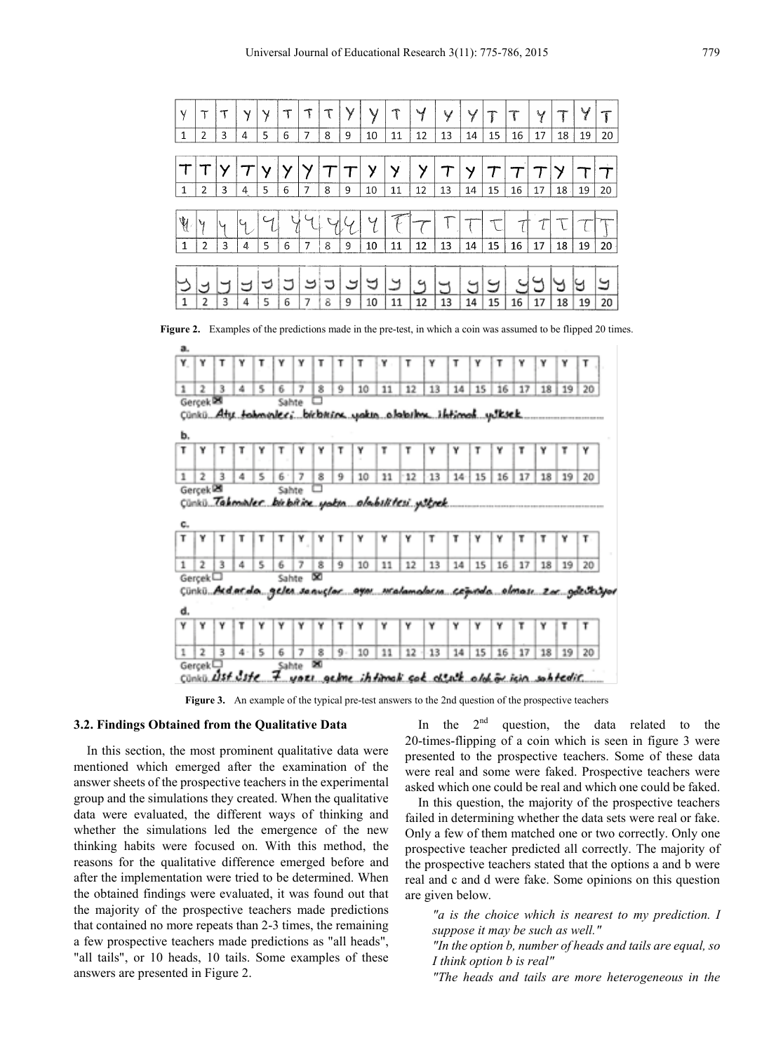| Y | T | T | Y | Y | T | T | T | Y | Y | T | Y | Y | Y | T | T | Y | T | Y | T |
|---|---|---|---|---|---|---|---|---|---|---|---|---|---|---|---|---|---|---|---|
| 1 | 2 | 3 | 4 | 5 | 6 | 7 | 8 | 9 | 10 | 11 | 12 | 13 | 14 | 15 | 16 | 17 | 18 | 19 | 20 |

| T | T | Y | T | Y | Y | Y | T | T | Y | Y | Y | T | Y | T | T | T | Y | T | T |
|---|---|---|---|---|---|---|---|---|---|---|---|---|---|---|---|---|---|---|---|
| 1 | 2 | 3 | 4 | 5 | 6 | 7 | 8 | 9 | 10 | 11 | 12 | 13 | 14 | 15 | 16 | 17 | 18 | 19 | 20 |

| Y | Y | Y | Y | Y | Y | Y | Y | Y | Y | T | T | T | T | T | T | T | T | T | T |
|---|---|---|---|---|---|---|---|---|---|---|---|---|---|---|---|---|---|---|---|
| 1 | 2 | 3 | 4 | 5 | 6 | 7 | 8 | 9 | 10 | 11 | 12 | 13 | 14 | 15 | 16 | 17 | 18 | 19 | 20 |

| Y | Y | Y | Y | Y | Y | Y | Y | Y | Y | Y | Y | Y | Y | Y | Y | Y | Y | Y | Y |
|---|---|---|---|---|---|---|---|---|---|---|---|---|---|---|---|---|---|---|---|
| 1 | 2 | 3 | 4 | 5 | 6 | 7 | 8 | 9 | 10 | 11 | 12 | 13 | 14 | 15 | 16 | 17 | 18 | 19 | 20 |

**Figure 2.** Examples of the predictions made in the pre-test, in which a coin was assumed to be flipped 20 times.

a.

| Y | Y | T | Y | T | Y | Y | T | T | T | Y | T | Y | T | Y | T | Y | Y | Y | T |
|---|---|---|---|---|---|---|---|---|---|---|---|---|---|---|---|---|---|---|---|
| 1 | 2 | 3 | 4 | 5 | 6 | 7 | 8 | 9 | 10 | 11 | 12 | 13 | 14 | 15 | 16 | 17 | 18 | 19 | 20 |

Gerçek ☒ Sahte ☐

Çünkü Atış tahminleri birbirine yakın olabilme ihtimali yüksek

b.

| T | Y | T | T | Y | T | Y | Y | T | Y | T | T | Y | Y | T | Y | T | Y | T | Y |
|---|---|---|---|---|---|---|---|---|---|---|---|---|---|---|---|---|---|---|---|
| 1 | 2 | 3 | 4 | 5 | 6 | 7 | 8 | 9 | 10 | 11 | 12 | 13 | 14 | 15 | 16 | 17 | 18 | 19 | 20 |

Gerçek ☒ Sahte ☐

Çünkü Tahminler birbirine yakın olabilitesi yüksek

c.

| T | Y | T | T | T | T | Y | Y | T | Y | Y | Y | T | T | Y | Y | T | T | Y | T |
|---|---|---|---|---|---|---|---|---|---|---|---|---|---|---|---|---|---|---|---|
| 1 | 2 | 3 | 4 | 5 | 6 | 7 | 8 | 9 | 10 | 11 | 12 | 13 | 14 | 15 | 16 | 17 | 18 | 19 | 20 |

Gerçek ☐ Sahte ☒

Çünkü Ardarda gelen sonuçlar aynı aralamaların çoğunda olması zor gözüküyor

d.

| Y | Y | Y | T | Y | Y | Y | Y | T | Y | Y | Y | Y | Y | Y | Y | T | Y | T | T |
|---|---|---|---|---|---|---|---|---|---|---|---|---|---|---|---|---|---|---|---|
| 1 | 2 | 3 | 4 | 5 | 6 | 7 | 8 | 9 | 10 | 11 | 12 | 13 | 14 | 15 | 16 | 17 | 18 | 19 | 20 |

Gerçek ☐ Sahte ☒

Çünkü Üst üste 7 yazı gelme ihtimali çok düşük olduğu için sahtedir.

**Figure 3.** An example of the typical pre-test answers to the 2nd question of the prospective teachers

### 3.2. Findings Obtained from the Qualitative Data

In this section, the most prominent qualitative data were mentioned which emerged after the examination of the answer sheets of the prospective teachers in the experimental group and the simulations they created. When the qualitative data were evaluated, the different ways of thinking and whether the simulations led the emergence of the new thinking habits were focused on. With this method, the reasons for the qualitative difference emerged before and after the implementation were tried to be determined. When the obtained findings were evaluated, it was found out that the majority of the prospective teachers made predictions that contained no more repeats than 2-3 times, the remaining a few prospective teachers made predictions as "all heads", "all tails", or 10 heads, 10 tails. Some examples of these answers are presented in Figure 2.

In the 2nd question, the data related to the 20-times-flipping of a coin which is seen in figure 3 were presented to the prospective teachers. Some of these data were real and some were faked. Prospective teachers were asked which one could be real and which one could be faked.

In this question, the majority of the prospective teachers failed in determining whether the data sets were real or fake. Only a few of them matched one or two correctly. Only one prospective teacher predicted all correctly. The majority of the prospective teachers stated that the options a and b were real and c and d were fake. Some opinions on this question are given below.

> *"a is the choice which is nearest to my prediction. I suppose it may be such as well."*
>
> *"In the option b, number of heads and tails are equal, so I think option b is real"*
>
> *"The heads and tails are more heterogeneous in the*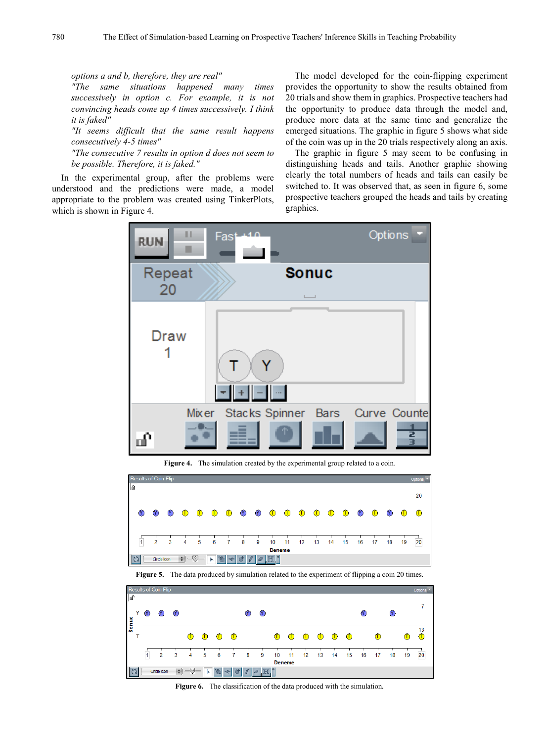*options a and b, therefore, they are real"*

*"The same situations happened many times successively in option c. For example, it is not convincing heads come up 4 times successively. I think it is faked"*

*"It seems difficult that the same result happens consecutively 4-5 times"*

*"The consecutive 7 results in option d does not seem to be possible. Therefore, it is faked."*

In the experimental group, after the problems were understood and the predictions were made, a model appropriate to the problem was created using TinkerPlots, which is shown in Figure 4.

The model developed for the coin-flipping experiment provides the opportunity to show the results obtained from 20 trials and show them in graphics. Prospective teachers had the opportunity to produce data through the model and, produce more data at the same time and generalize the emerged situations. The graphic in figure 5 shows what side of the coin was up in the 20 trials respectively along an axis.

The graphic in figure 5 may seem to be confusing in distinguishing heads and tails. Another graphic showing clearly the total numbers of heads and tails can easily be switched to. It was observed that, as seen in figure 6, some prospective teachers grouped the heads and tails by creating graphics.

**Figure 4.** The simulation created by the experimental group related to a coin.

**Figure 5.** The data produced by simulation related to the experiment of flipping a coin 20 times.

**Figure 6.** The classification of the data produced with the simulation.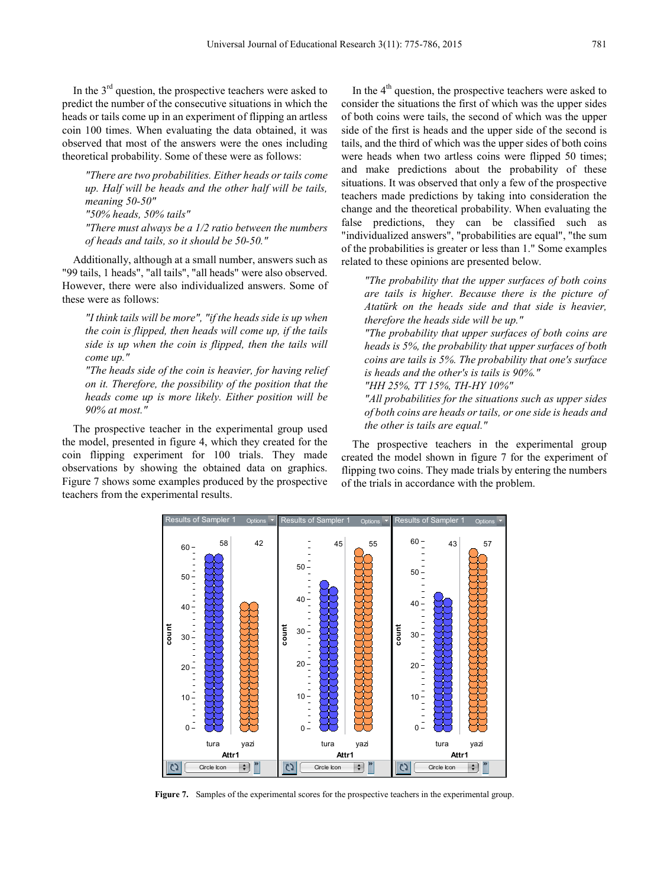In the 3rd question, the prospective teachers were asked to predict the number of the consecutive situations in which the heads or tails come up in an experiment of flipping an artless coin 100 times. When evaluating the data obtained, it was observed that most of the answers were the ones including theoretical probability. Some of these were as follows:

> *"There are two probabilities. Either heads or tails come up. Half will be heads and the other half will be tails, meaning 50-50"*
> *"50% heads, 50% tails"*
> *"There must always be a 1/2 ratio between the numbers of heads and tails, so it should be 50-50."*

Additionally, although at a small number, answers such as "99 tails, 1 heads", "all tails", "all heads" were also observed. However, there were also individualized answers. Some of these were as follows:

> *"I think tails will be more", "if the heads side is up when the coin is flipped, then heads will come up, if the tails side is up when the coin is flipped, then the tails will come up."*
> *"The heads side of the coin is heavier, for having relief on it. Therefore, the possibility of the position that the heads come up is more likely. Either position will be 90% at most."*

The prospective teacher in the experimental group used the model, presented in figure 4, which they created for the coin flipping experiment for 100 trials. They made observations by showing the obtained data on graphics. Figure 7 shows some examples produced by the prospective teachers from the experimental results.

In the 4th question, the prospective teachers were asked to consider the situations the first of which was the upper sides of both coins were tails, the second of which was the upper side of the first is heads and the upper side of the second is tails, and the third of which was the upper sides of both coins were heads when two artless coins were flipped 50 times; and make predictions about the probability of these situations. It was observed that only a few of the prospective teachers made predictions by taking into consideration the change and the theoretical probability. When evaluating the false predictions, they can be classified such as "individualized answers", "probabilities are equal", "the sum of the probabilities is greater or less than 1." Some examples related to these opinions are presented below.

> *"The probability that the upper surfaces of both coins are tails is higher. Because there is the picture of Atatürk on the heads side and that side is heavier, therefore the heads side will be up."*
> *"The probability that upper surfaces of both coins are heads is 5%, the probability that upper surfaces of both coins are tails is 5%. The probability that one's surface is heads and the other's is tails is 90%."*
> *"HH 25%, TT 15%, TH-HY 10%"*
> *"All probabilities for the situations such as upper sides of both coins are heads or tails, or one side is heads and the other is tails are equal."*

The prospective teachers in the experimental group created the model shown in figure 7 for the experiment of flipping two coins. They made trials by entering the numbers of the trials in accordance with the problem.

**Figure 7.** Samples of the experimental scores for the prospective teachers in the experimental group.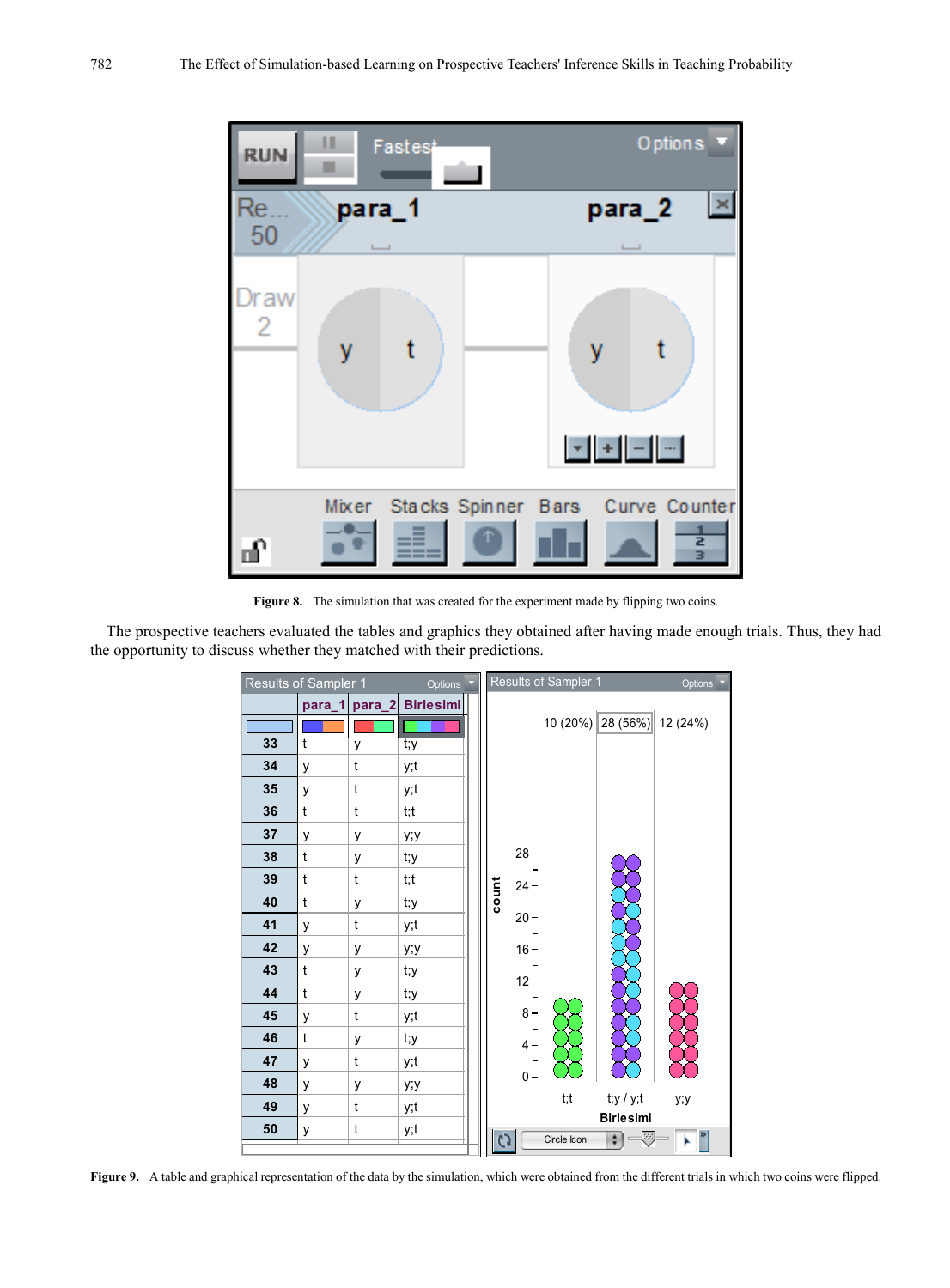**Figure 8.** The simulation that was created for the experiment made by flipping two coins.

The prospective teachers evaluated the tables and graphics they obtained after having made enough trials. Thus, they had the opportunity to discuss whether they matched with their predictions.

**Figure 9.** A table and graphical representation of the data by the simulation, which were obtained from the different trials in which two coins were flipped.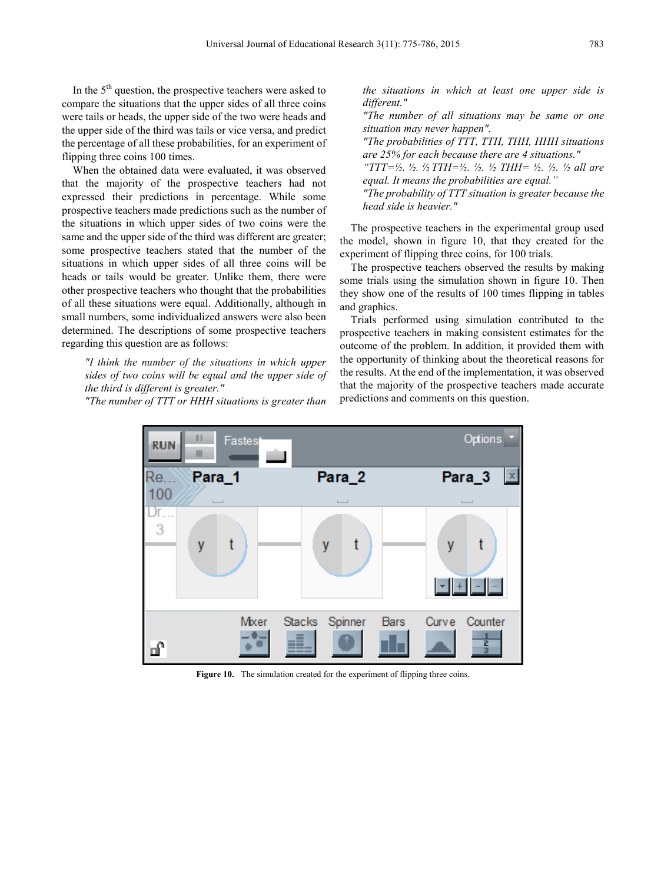In the 5th question, the prospective teachers were asked to compare the situations that the upper sides of all three coins were tails or heads, the upper side of the two were heads and the upper side of the third was tails or vice versa, and predict the percentage of all these probabilities, for an experiment of flipping three coins 100 times.

When the obtained data were evaluated, it was observed that the majority of the prospective teachers had not expressed their predictions in percentage. While some prospective teachers made predictions such as the number of the situations in which upper sides of two coins were the same and the upper side of the third was different are greater; some prospective teachers stated that the number of the situations in which upper sides of all three coins will be heads or tails would be greater. Unlike them, there were other prospective teachers who thought that the probabilities of all these situations were equal. Additionally, although in small numbers, some individualized answers were also been determined. The descriptions of some prospective teachers regarding this question are as follows:

> *"I think the number of the situations in which upper sides of two coins will be equal and the upper side of the third is different is greater."*
> *"The number of TTT or HHH situations is greater than the situations in which at least one upper side is different."*
> *"The number of all situations may be same or one situation may never happen".*
> *"The probabilities of TTT, TTH, THH, HHH situations are 25% for each because there are 4 situations."*
> *"TTT=½. ½. ½ TTH=½. ½. ½ THH= ½. ½. ½ all are equal. It means the probabilities are equal."*
> *"The probability of TTT situation is greater because the head side is heavier."*

The prospective teachers in the experimental group used the model, shown in figure 10, that they created for the experiment of flipping three coins, for 100 trials.

The prospective teachers observed the results by making some trials using the simulation shown in figure 10. Then they show one of the results of 100 times flipping in tables and graphics.

Trials performed using simulation contributed to the prospective teachers in making consistent estimates for the outcome of the problem. In addition, it provided them with the opportunity of thinking about the theoretical reasons for the results. At the end of the implementation, it was observed that the majority of the prospective teachers made accurate predictions and comments on this question.

**Figure 10.** The simulation created for the experiment of flipping three coins.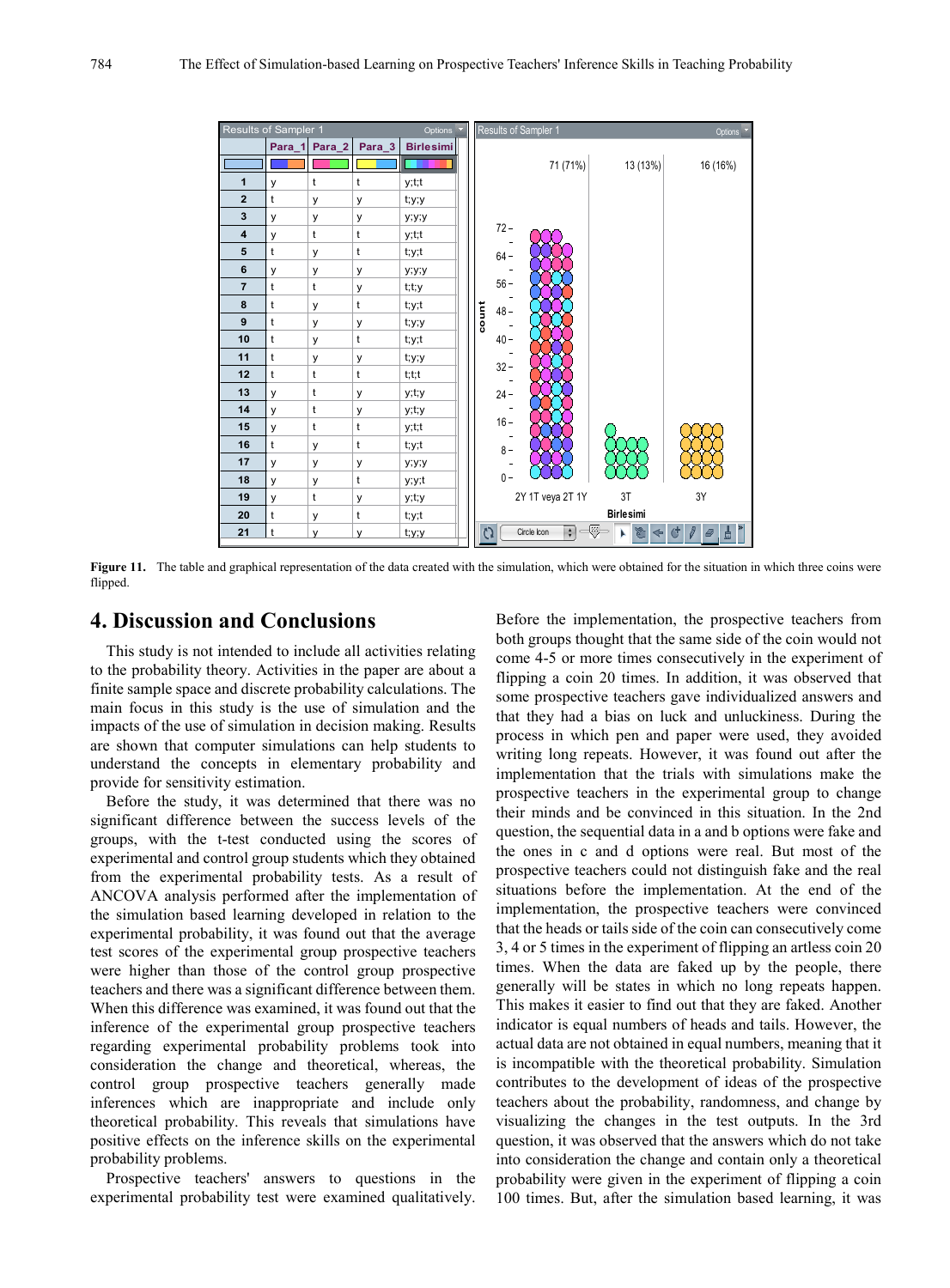| Results of Sampler 1 | | | | |
|---|---|---|---|---|
| | Para_1 | Para_2 | Para_3 | Birlesimi |
| 1 | y | t | t | y;t;t |
| 2 | t | y | y | t;y;y |
| 3 | y | y | y | y;y;y |
| 4 | y | t | t | y;t;t |
| 5 | t | y | t | t;y;t |
| 6 | y | y | y | y;y;y |
| 7 | t | t | y | t;t;y |
| 8 | t | y | t | t;y;t |
| 9 | t | y | y | t;y;y |
| 10 | t | y | t | t;y;t |
| 11 | t | y | y | t;y;y |
| 12 | t | t | t | t;t;t |
| 13 | y | t | y | y;t;y |
| 14 | y | t | y | y;t;y |
| 15 | y | t | t | y;t;t |
| 16 | t | y | t | t;y;t |
| 17 | y | y | y | y;y;y |
| 18 | y | y | t | y;y;t |
| 19 | y | t | y | y;t;y |
| 20 | t | y | t | t;y;t |
| 21 | t | y | y | t;y;y |

**Figure 11.** The table and graphical representation of the data created with the simulation, which were obtained for the situation in which three coins were flipped.

## 4. Discussion and Conclusions

This study is not intended to include all activities relating to the probability theory. Activities in the paper are about a finite sample space and discrete probability calculations. The main focus in this study is the use of simulation and the impacts of the use of simulation in decision making. Results are shown that computer simulations can help students to understand the concepts in elementary probability and provide for sensitivity estimation.

Before the study, it was determined that there was no significant difference between the success levels of the groups, with the t-test conducted using the scores of experimental and control group students which they obtained from the experimental probability tests. As a result of ANCOVA analysis performed after the implementation of the simulation based learning developed in relation to the experimental probability, it was found out that the average test scores of the experimental group prospective teachers were higher than those of the control group prospective teachers and there was a significant difference between them. When this difference was examined, it was found out that the inference of the experimental group prospective teachers regarding experimental probability problems took into consideration the change and theoretical, whereas, the control group prospective teachers generally made inferences which are inappropriate and include only theoretical probability. This reveals that simulations have positive effects on the inference skills on the experimental probability problems.

Prospective teachers' answers to questions in the experimental probability test were examined qualitatively. Before the implementation, the prospective teachers from both groups thought that the same side of the coin would not come 4-5 or more times consecutively in the experiment of flipping a coin 20 times. In addition, it was observed that some prospective teachers gave individualized answers and that they had a bias on luck and unluckiness. During the process in which pen and paper were used, they avoided writing long repeats. However, it was found out after the implementation that the trials with simulations make the prospective teachers in the experimental group to change their minds and be convinced in this situation. In the 2nd question, the sequential data in a and b options were fake and the ones in c and d options were real. But most of the prospective teachers could not distinguish fake and the real situations before the implementation. At the end of the implementation, the prospective teachers were convinced that the heads or tails side of the coin can consecutively come 3, 4 or 5 times in the experiment of flipping an artless coin 20 times. When the data are faked up by the people, there generally will be states in which no long repeats happen. This makes it easier to find out that they are faked. Another indicator is equal numbers of heads and tails. However, the actual data are not obtained in equal numbers, meaning that it is incompatible with the theoretical probability. Simulation contributes to the development of ideas of the prospective teachers about the probability, randomness, and change by visualizing the changes in the test outputs. In the 3rd question, it was observed that the answers which do not take into consideration the change and contain only a theoretical probability were given in the experiment of flipping a coin 100 times. But, after the simulation based learning, it was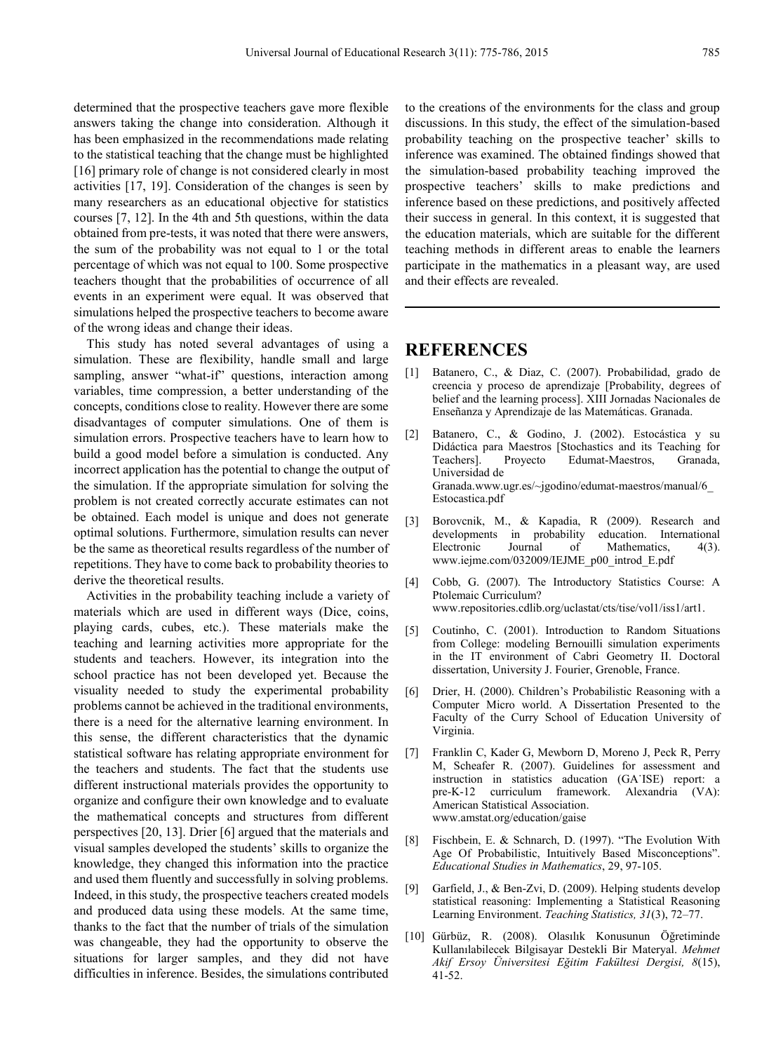determined that the prospective teachers gave more flexible answers taking the change into consideration. Although it has been emphasized in the recommendations made relating to the statistical teaching that the change must be highlighted [16] primary role of change is not considered clearly in most activities [17, 19]. Consideration of the changes is seen by many researchers as an educational objective for statistics courses [7, 12]. In the 4th and 5th questions, within the data obtained from pre-tests, it was noted that there were answers, the sum of the probability was not equal to 1 or the total percentage of which was not equal to 100. Some prospective teachers thought that the probabilities of occurrence of all events in an experiment were equal. It was observed that simulations helped the prospective teachers to become aware of the wrong ideas and change their ideas.

This study has noted several advantages of using a simulation. These are flexibility, handle small and large sampling, answer "what-if" questions, interaction among variables, time compression, a better understanding of the concepts, conditions close to reality. However there are some disadvantages of computer simulations. One of them is simulation errors. Prospective teachers have to learn how to build a good model before a simulation is conducted. Any incorrect application has the potential to change the output of the simulation. If the appropriate simulation for solving the problem is not created correctly accurate estimates can not be obtained. Each model is unique and does not generate optimal solutions. Furthermore, simulation results can never be the same as theoretical results regardless of the number of repetitions. They have to come back to probability theories to derive the theoretical results.

Activities in the probability teaching include a variety of materials which are used in different ways (Dice, coins, playing cards, cubes, etc.). These materials make the teaching and learning activities more appropriate for the students and teachers. However, its integration into the school practice has not been developed yet. Because the visuality needed to study the experimental probability problems cannot be achieved in the traditional environments, there is a need for the alternative learning environment. In this sense, the different characteristics that the dynamic statistical software has relating appropriate environment for the teachers and students. The fact that the students use different instructional materials provides the opportunity to organize and configure their own knowledge and to evaluate the mathematical concepts and structures from different perspectives [20, 13]. Drier [6] argued that the materials and visual samples developed the students' skills to organize the knowledge, they changed this information into the practice and used them fluently and successfully in solving problems. Indeed, in this study, the prospective teachers created models and produced data using these models. At the same time, thanks to the fact that the number of trials of the simulation was changeable, they had the opportunity to observe the situations for larger samples, and they did not have difficulties in inference. Besides, the simulations contributed to the creations of the environments for the class and group discussions. In this study, the effect of the simulation-based probability teaching on the prospective teacher' skills to inference was examined. The obtained findings showed that the simulation-based probability teaching improved the prospective teachers' skills to make predictions and inference based on these predictions, and positively affected their success in general. In this context, it is suggested that the education materials, which are suitable for the different teaching methods in different areas to enable the learners participate in the mathematics in a pleasant way, are used and their effects are revealed.

# REFERENCES

[1] Batanero, C., & Diaz, C. (2007). Probabilidad, grado de creencia y proceso de aprendizaje [Probability, degrees of belief and the learning process]. XIII Jornadas Nacionales de Enseñanza y Aprendizaje de las Matemáticas. Granada.

[2] Batanero, C., & Godino, J. (2002). Estocástica y su Didáctica para Maestros [Stochastics and its Teaching for Teachers]. Proyecto Edumat-Maestros, Granada, Universidad de Granada.www.ugr.es/~jgodino/edumat-maestros/manual/6_Estocastica.pdf

[3] Borovcnik, M., & Kapadia, R (2009). Research and developments in probability education. International Electronic Journal of Mathematics, 4(3). www.iejme.com/032009/IEJME_p00_introd_E.pdf

[4] Cobb, G. (2007). The Introductory Statistics Course: A Ptolemaic Curriculum? www.repositories.cdlib.org/uclastat/cts/tise/vol1/iss1/art1.

[5] Coutinho, C. (2001). Introduction to Random Situations from College: modeling Bernouilli simulation experiments in the IT environment of Cabri Geometry II. Doctoral dissertation, University J. Fourier, Grenoble, France.

[6] Drier, H. (2000). Children's Probabilistic Reasoning with a Computer Micro world. A Dissertation Presented to the Faculty of the Curry School of Education University of Virginia.

[7] Franklin C, Kader G, Mewborn D, Moreno J, Peck R, Perry M, Scheafer R. (2007). Guidelines for assessment and instruction in statistics education (GA˙ISE) report: a pre-K-12 curriculum framework. Alexandria (VA): American Statistical Association. www.amstat.org/education/gaise

[8] Fischbein, E. & Schnarch, D. (1997). "The Evolution With Age Of Probabilistic, Intuitively Based Misconceptions". *Educational Studies in Mathematics*, 29, 97-105.

[9] Garfield, J., & Ben-Zvi, D. (2009). Helping students develop statistical reasoning: Implementing a Statistical Reasoning Learning Environment. *Teaching Statistics, 31*(3), 72–77.

[10] Gürbüz, R. (2008). Olasılık Konusunun Öğretiminde Kullanılabilecek Bilgisayar Destekli Bir Materyal. *Mehmet Akif Ersoy Üniversitesi Eğitim Fakültesi Dergisi, 8*(15), 41-52.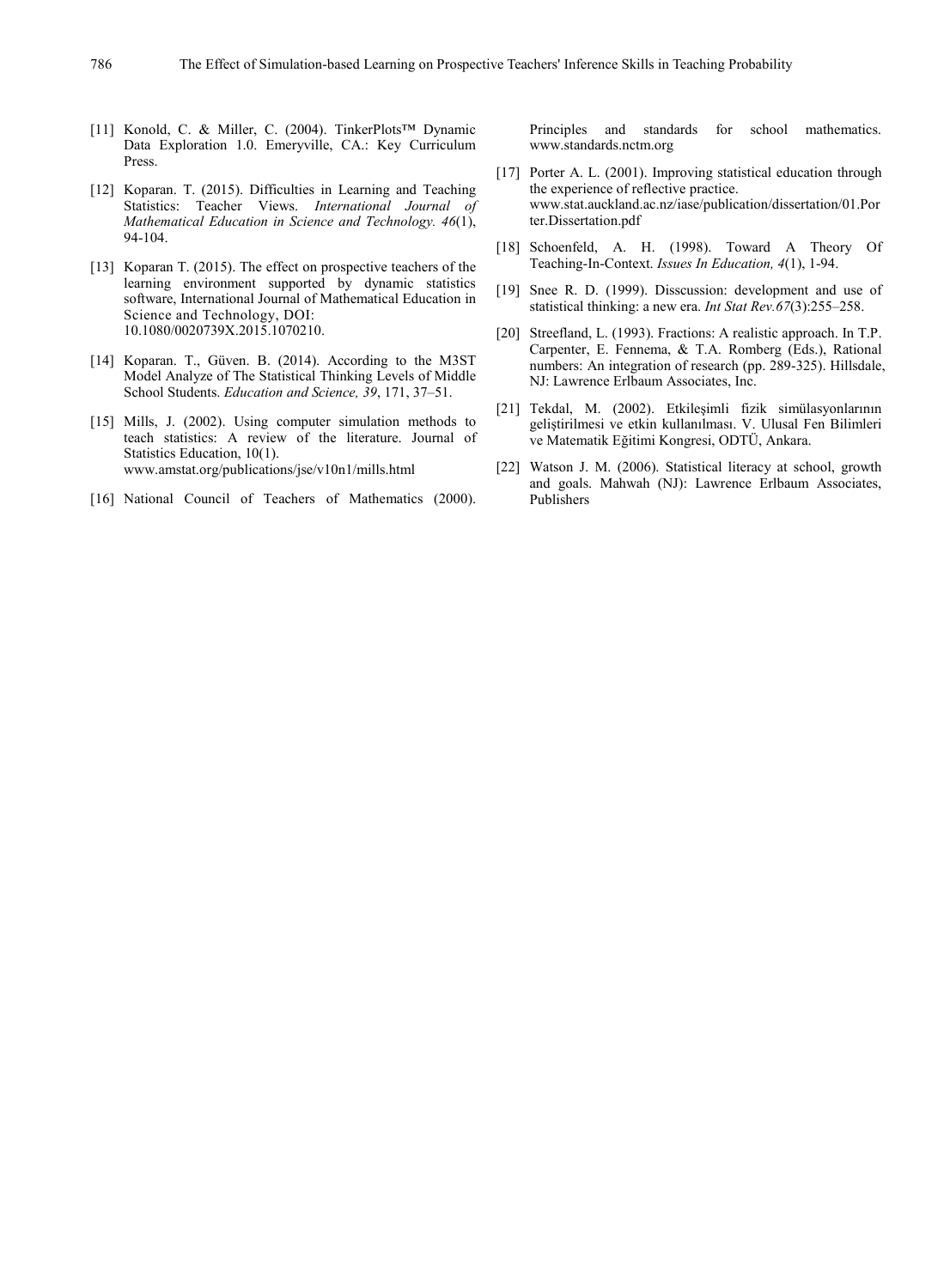[11] Konold, C. & Miller, C. (2004). TinkerPlots™ Dynamic Data Exploration 1.0. Emeryville, CA.: Key Curriculum Press.

[12] Koparan. T. (2015). Difficulties in Learning and Teaching Statistics: Teacher Views. *International Journal of Mathematical Education in Science and Technology. 46*(1), 94-104.

[13] Koparan T. (2015). The effect on prospective teachers of the learning environment supported by dynamic statistics software, International Journal of Mathematical Education in Science and Technology, DOI: 10.1080/0020739X.2015.1070210.

[14] Koparan. T., Güven. B. (2014). According to the M3ST Model Analyze of The Statistical Thinking Levels of Middle School Students. *Education and Science, 39*, 171, 37–51.

[15] Mills, J. (2002). Using computer simulation methods to teach statistics: A review of the literature. Journal of Statistics Education, 10(1). www.amstat.org/publications/jse/v10n1/mills.html

[16] National Council of Teachers of Mathematics (2000). Principles and standards for school mathematics. www.standards.nctm.org

[17] Porter A. L. (2001). Improving statistical education through the experience of reflective practice. www.stat.auckland.ac.nz/iase/publication/dissertation/01.Porter.Dissertation.pdf

[18] Schoenfeld, A. H. (1998). Toward A Theory Of Teaching-In-Context. *Issues In Education, 4*(1), 1-94.

[19] Snee R. D. (1999). Disscussion: development and use of statistical thinking: a new era. *Int Stat Rev.67*(3):255–258.

[20] Streefland, L. (1993). Fractions: A realistic approach. In T.P. Carpenter, E. Fennema, & T.A. Romberg (Eds.), Rational numbers: An integration of research (pp. 289-325). Hillsdale, NJ: Lawrence Erlbaum Associates, Inc.

[21] Tekdal, M. (2002). Etkileşimli fizik simülasyonlarının geliştirilmesi ve etkin kullanılması. V. Ulusal Fen Bilimleri ve Matematik Eğitimi Kongresi, ODTÜ, Ankara.

[22] Watson J. M. (2006). Statistical literacy at school, growth and goals. Mahwah (NJ): Lawrence Erlbaum Associates, Publishers